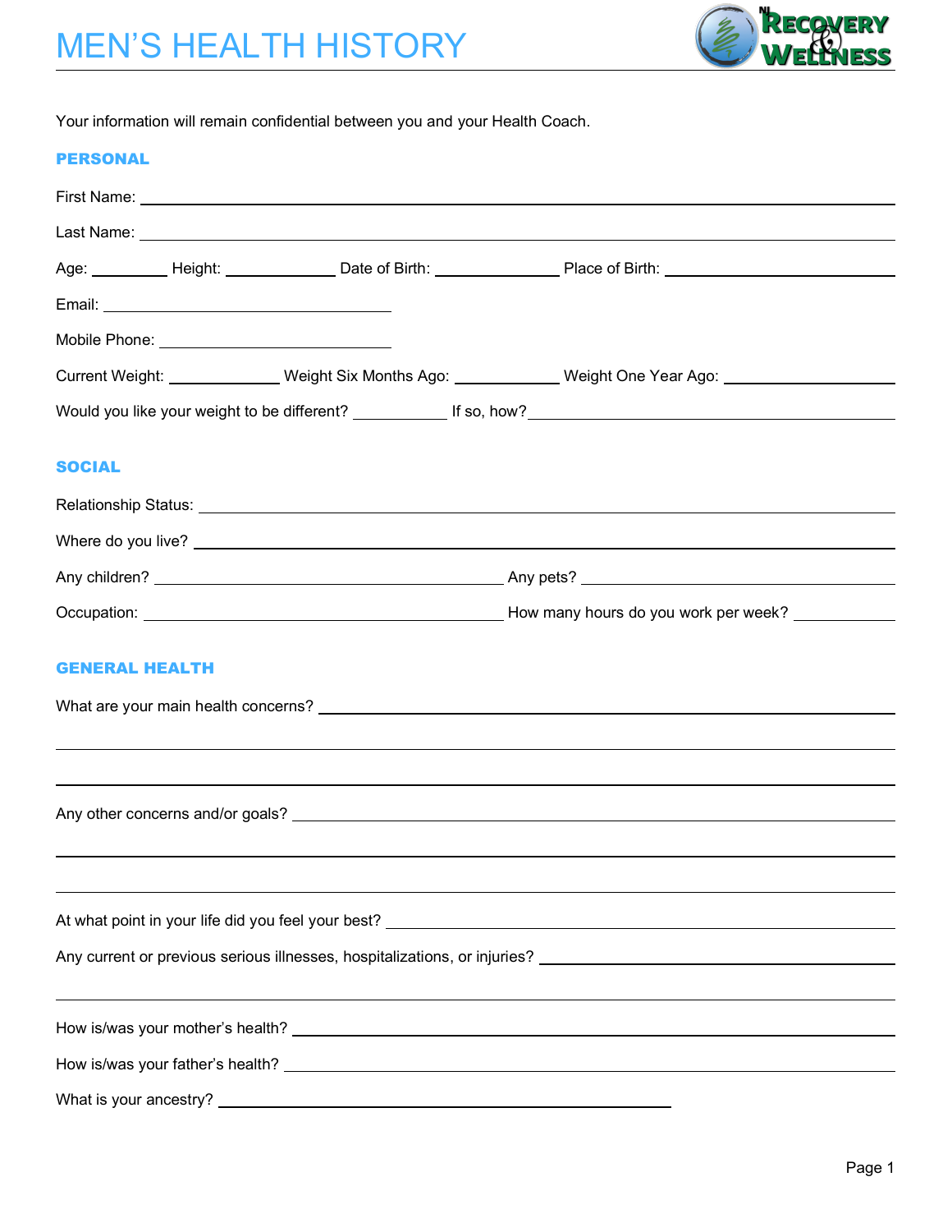# MEN'S HEALTH HISTORY

Your information will remain confidential between you and your Health Coach.

## PERSONAL

First Name: ______________________________

Last Name: ______________________________

Age: ________ Height: ____________ Date of Birth: ____________ Place of Birth: ____________________

Email: ______________________________

Mobile Phone: __________________________

Current Weight: ____________ Weight Six Months Ago: ____________ Weight One Year Ago: ______________

Would you like your weight to be different? __________ If so, how? ______________________________

## SOCIAL

Relationship Status: ______________________________

Where do you live? ______________________________

Any children? ______________________________ Any pets? ______________________________

Occupation: ______________________________ How many hours do you work per week? __________

## GENERAL HEALTH

What are your main health concerns? ______________________________

______________________________

______________________________

Any other concerns and/or goals? ______________________________

______________________________

______________________________

At what point in your life did you feel your best? ______________________________

Any current or previous serious illnesses, hospitalizations, or injuries? ______________________________

______________________________

How is/was your mother's health? ______________________________

How is/was your father's health? ______________________________

What is your ancestry? ______________________________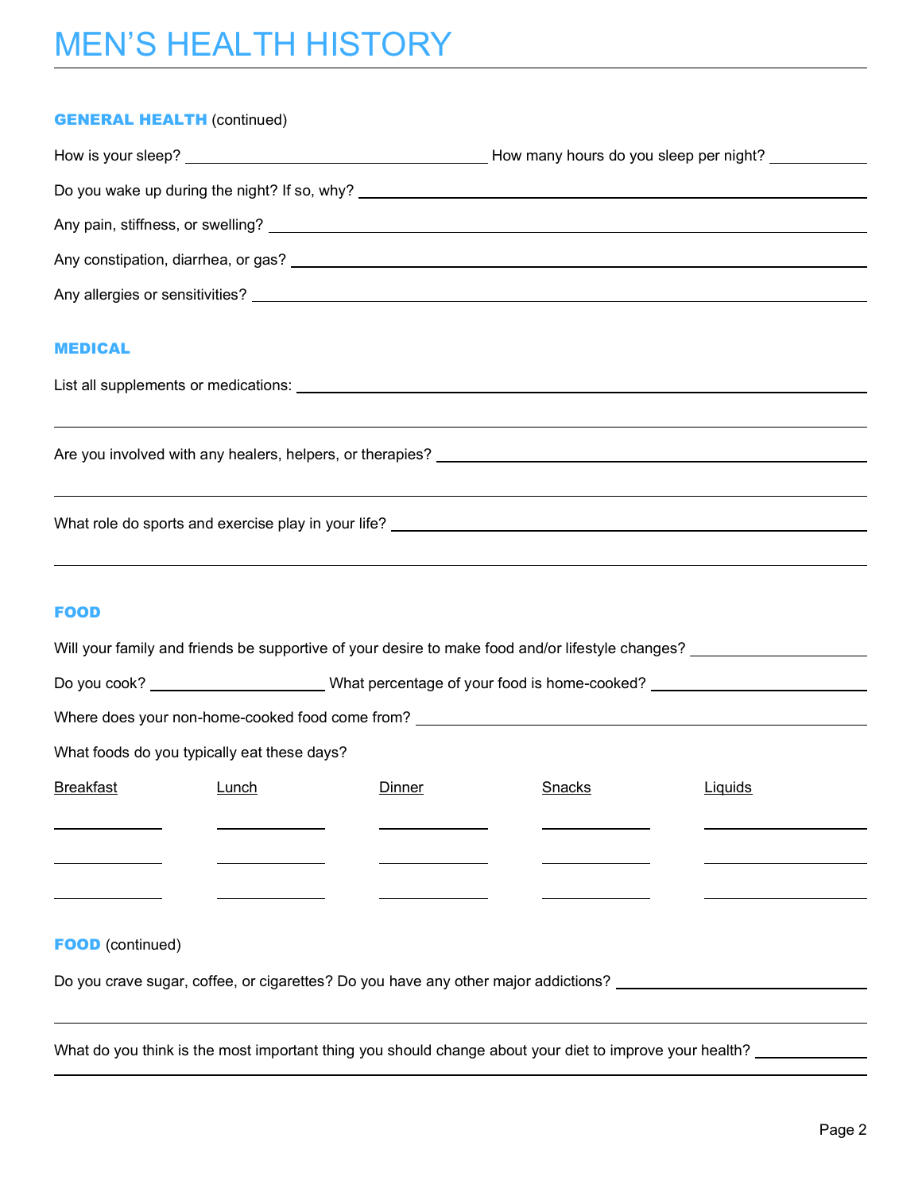# MEN'S HEALTH HISTORY

## GENERAL HEALTH (continued)

How is your sleep? ______________________ How many hours do you sleep per night? __________

Do you wake up during the night? If so, why? ______________________

Any pain, stiffness, or swelling? ______________________

Any constipation, diarrhea, or gas? ______________________

Any allergies or sensitivities? ______________________

## MEDICAL

List all supplements or medications: ______________________

______________________

Are you involved with any healers, helpers, or therapies? ______________________

______________________

What role do sports and exercise play in your life? ______________________

______________________

## FOOD

Will your family and friends be supportive of your desire to make food and/or lifestyle changes? __________

Do you cook? __________ What percentage of your food is home-cooked? __________

Where does your non-home-cooked food come from? ______________________

What foods do you typically eat these days?

| Breakfast | Lunch | Dinner | Snacks | Liquids |
| --- | --- | --- | --- | --- |
| | | | | |
| | | | | |
| | | | | |

## FOOD (continued)

Do you crave sugar, coffee, or cigarettes? Do you have any other major addictions? ______________________

______________________

What do you think is the most important thing you should change about your diet to improve your health? __________

______________________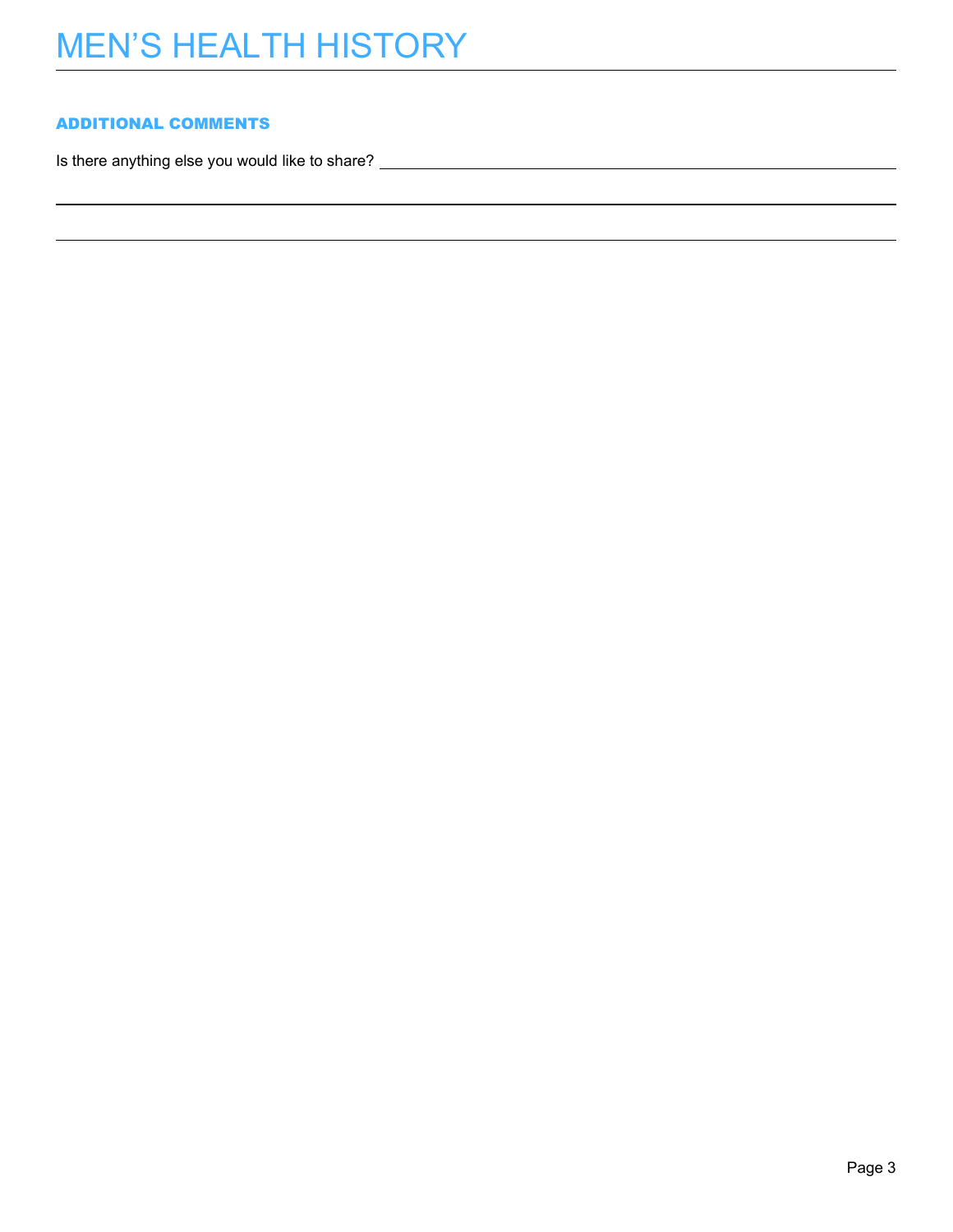# MEN'S HEALTH HISTORY

### ADDITIONAL COMMENTS

Is there anything else you would like to share? ______________________________________________

______________________________________________________________________________

______________________________________________________________________________